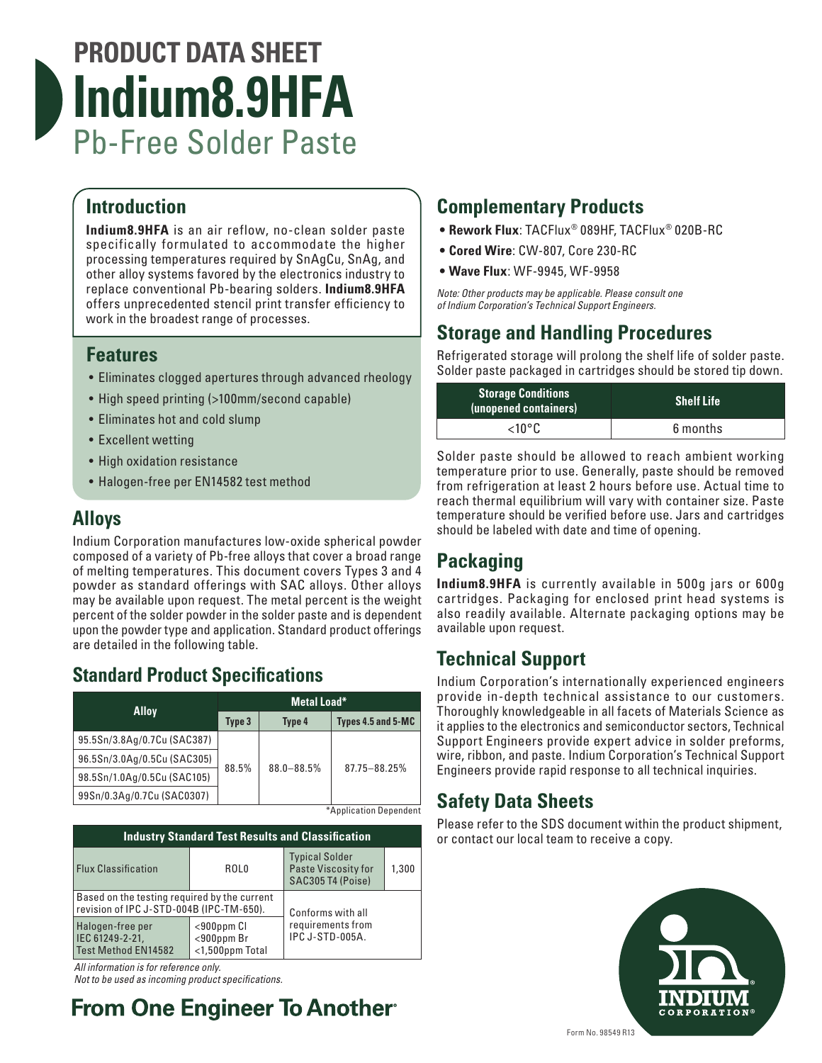# PRODUCT DATA SHEET

# Indium8.9HFA

## Pb-Free Solder Paste

## Introduction

**Indium8.9HFA** is an air reflow, no-clean solder paste specifically formulated to accommodate the higher processing temperatures required by SnAgCu, SnAg, and other alloy systems favored by the electronics industry to replace conventional Pb-bearing solders. **Indium8.9HFA** offers unprecedented stencil print transfer efficiency to work in the broadest range of processes.

## Features

- Eliminates clogged apertures through advanced rheology
- High speed printing (>100mm/second capable)
- Eliminates hot and cold slump
- Excellent wetting
- High oxidation resistance
- Halogen-free per EN14582 test method

## Alloys

Indium Corporation manufactures low-oxide spherical powder composed of a variety of Pb-free alloys that cover a broad range of melting temperatures. This document covers Types 3 and 4 powder as standard offerings with SAC alloys. Other alloys may be available upon request. The metal percent is the weight percent of the solder powder in the solder paste and is dependent upon the powder type and application. Standard product offerings are detailed in the following table.

## Standard Product Specifications

| Alloy | Metal Load* | | |
|---|---|---|---|
| | Type 3 | Type 4 | Types 4.5 and 5-MC |
| 95.5Sn/3.8Ag/0.7Cu (SAC387) | 88.5% | 88.0–88.5% | 87.75–88.25% |
| 96.5Sn/3.0Ag/0.5Cu (SAC305) | | | |
| 98.5Sn/1.0Ag/0.5Cu (SAC105) | | | |
| 99Sn/0.3Ag/0.7Cu (SAC0307) | | | |

*Application Dependent

| Industry Standard Test Results and Classification | | | |
|---|---|---|---|
| Flux Classification | ROL0 | Typical Solder Paste Viscosity for SAC305 T4 (Poise) | 1,300 |
| Based on the testing required by the current revision of IPC J-STD-004B (IPC-TM-650). | | Conforms with all requirements from IPC J-STD-005A. | |
| Halogen-free per IEC 61249-2-21, Test Method EN14582 | <900ppm Cl<br><900ppm Br<br><1,500ppm Total | | |

*All information is for reference only.*
*Not to be used as incoming product specifications.*

## Complementary Products

- **Rework Flux**: TACFlux® 089HF, TACFlux® 020B-RC
- **Cored Wire**: CW-807, Core 230-RC
- **Wave Flux**: WF-9945, WF-9958

*Note: Other products may be applicable. Please consult one of Indium Corporation's Technical Support Engineers.*

## Storage and Handling Procedures

Refrigerated storage will prolong the shelf life of solder paste. Solder paste packaged in cartridges should be stored tip down.

| Storage Conditions (unopened containers) | Shelf Life |
|---|---|
| <10°C | 6 months |

Solder paste should be allowed to reach ambient working temperature prior to use. Generally, paste should be removed from refrigeration at least 2 hours before use. Actual time to reach thermal equilibrium will vary with container size. Paste temperature should be verified before use. Jars and cartridges should be labeled with date and time of opening.

## Packaging

**Indium8.9HFA** is currently available in 500g jars or 600g cartridges. Packaging for enclosed print head systems is also readily available. Alternate packaging options may be available upon request.

## Technical Support

Indium Corporation's internationally experienced engineers provide in-depth technical assistance to our customers. Thoroughly knowledgeable in all facets of Materials Science as it applies to the electronics and semiconductor sectors, Technical Support Engineers provide expert advice in solder preforms, wire, ribbon, and paste. Indium Corporation's Technical Support Engineers provide rapid response to all technical inquiries.

## Safety Data Sheets

Please refer to the SDS document within the product shipment, or contact our local team to receive a copy.

**From One Engineer To Another®**

INDIUM CORPORATION®

Form No. 98549 R13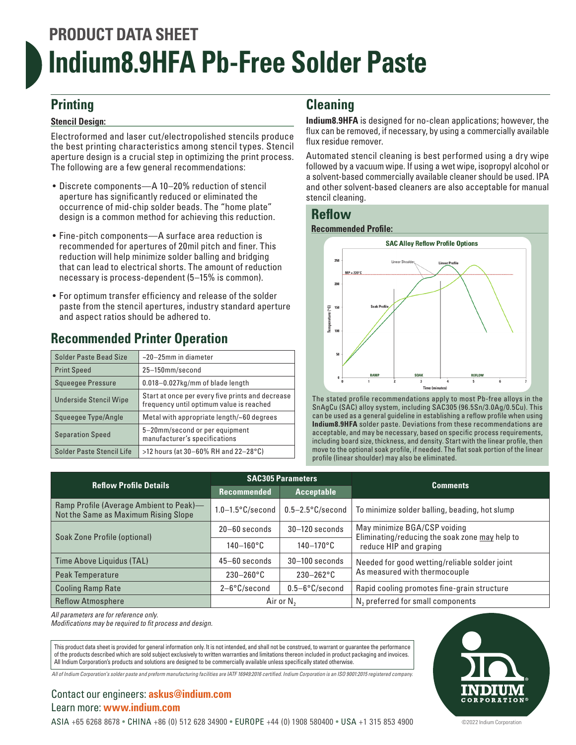# PRODUCT DATA SHEET
# Indium8.9HFA Pb-Free Solder Paste

## Printing

### Stencil Design:

Electroformed and laser cut/electropolished stencils produce the best printing characteristics among stencil types. Stencil aperture design is a crucial step in optimizing the print process. The following are a few general recommendations:

- Discrete components—A 10–20% reduction of stencil aperture has significantly reduced or eliminated the occurrence of mid-chip solder beads. The "home plate" design is a common method for achieving this reduction.
- Fine-pitch components—A surface area reduction is recommended for apertures of 20mil pitch and finer. This reduction will help minimize solder balling and bridging that can lead to electrical shorts. The amount of reduction necessary is process-dependent (5–15% is common).
- For optimum transfer efficiency and release of the solder paste from the stencil apertures, industry standard aperture and aspect ratios should be adhered to.

## Recommended Printer Operation

| | |
|---|---|
| Solder Paste Bead Size | ~20–25mm in diameter |
| Print Speed | 25–150mm/second |
| Squeegee Pressure | 0.018–0.027kg/mm of blade length |
| Underside Stencil Wipe | Start at once per every five prints and decrease frequency until optimum value is reached |
| Squeegee Type/Angle | Metal with appropriate length/~60 degrees |
| Separation Speed | 5–20mm/second or per equipment manufacturer's specifications |
| Solder Paste Stencil Life | >12 hours (at 30–60% RH and 22–28°C) |

## Cleaning

**Indium8.9HFA** is designed for no-clean applications; however, the flux can be removed, if necessary, by using a commercially available flux residue remover.

Automated stencil cleaning is best performed using a dry wipe followed by a vacuum wipe. If using a wet wipe, isopropyl alcohol or a solvent-based commercially available cleaner should be used. IPA and other solvent-based cleaners are also acceptable for manual stencil cleaning.

## Reflow

### Recommended Profile:

SAC Alloy Reflow Profile Options

Linear Shoulder
Linear Profile
MP = 220°C
Soak Profile
Temperature (°C)
0 50 100 150 200 250
RAMP SOAK REFLOW
0 1 2 3 4 5 6 7
Time (minutes)

The stated profile recommendations apply to most Pb-free alloys in the SnAgCu (SAC) alloy system, including SAC305 (96.5Sn/3.0Ag/0.5Cu). This can be used as a general guideline in establishing a reflow profile when using **Indium8.9HFA** solder paste. Deviations from these recommendations are acceptable, and may be necessary, based on specific process requirements, including board size, thickness, and density. Start with the linear profile, then move to the optional soak profile, if needed. The flat soak portion of the linear profile (linear shoulder) may also be eliminated.

| Reflow Profile Details | SAC305 Parameters | | Comments |
|---|---|---|---|
| | Recommended | Acceptable | |
| Ramp Profile (Average Ambient to Peak)—Not the Same as Maximum Rising Slope | 1.0–1.5°C/second | 0.5–2.5°C/second | To minimize solder balling, beading, hot slump |
| Soak Zone Profile (optional) | 20–60 seconds | 30–120 seconds | May minimize BGA/CSP voiding<br>Eliminating/reducing the soak zone may help to reduce HIP and graping |
| | 140–160°C | 140–170°C | |
| Time Above Liquidus (TAL) | 45–60 seconds | 30–100 seconds | Needed for good wetting/reliable solder joint<br>As measured with thermocouple |
| Peak Temperature | 230–260°C | 230–262°C | |
| Cooling Ramp Rate | 2–6°C/second | 0.5–6°C/second | Rapid cooling promotes fine-grain structure |
| Reflow Atmosphere | Air or $N_2$ | | $N_2$ preferred for small components |

*All parameters are for reference only.*
*Modifications may be required to fit process and design.*

This product data sheet is provided for general information only. It is not intended, and shall not be construed, to warrant or guarantee the performance of the products described which are sold subject exclusively to written warranties and limitations thereon included in product packaging and invoices. All Indium Corporation's products and solutions are designed to be commercially available unless specifically stated otherwise.

*All of Indium Corporation's solder paste and preform manufacturing facilities are IATF 16949:2016 certified. Indium Corporation is an ISO 9001:2015 registered company.*

Contact our engineers: **askus@indium.com**
Learn more: **www.indium.com**

ASIA +65 6268 8678 • CHINA +86 (0) 512 628 34900 • EUROPE +44 (0) 1908 580400 • USA +1 315 853 4900

INDIUM CORPORATION®

©2022 Indium Corporation